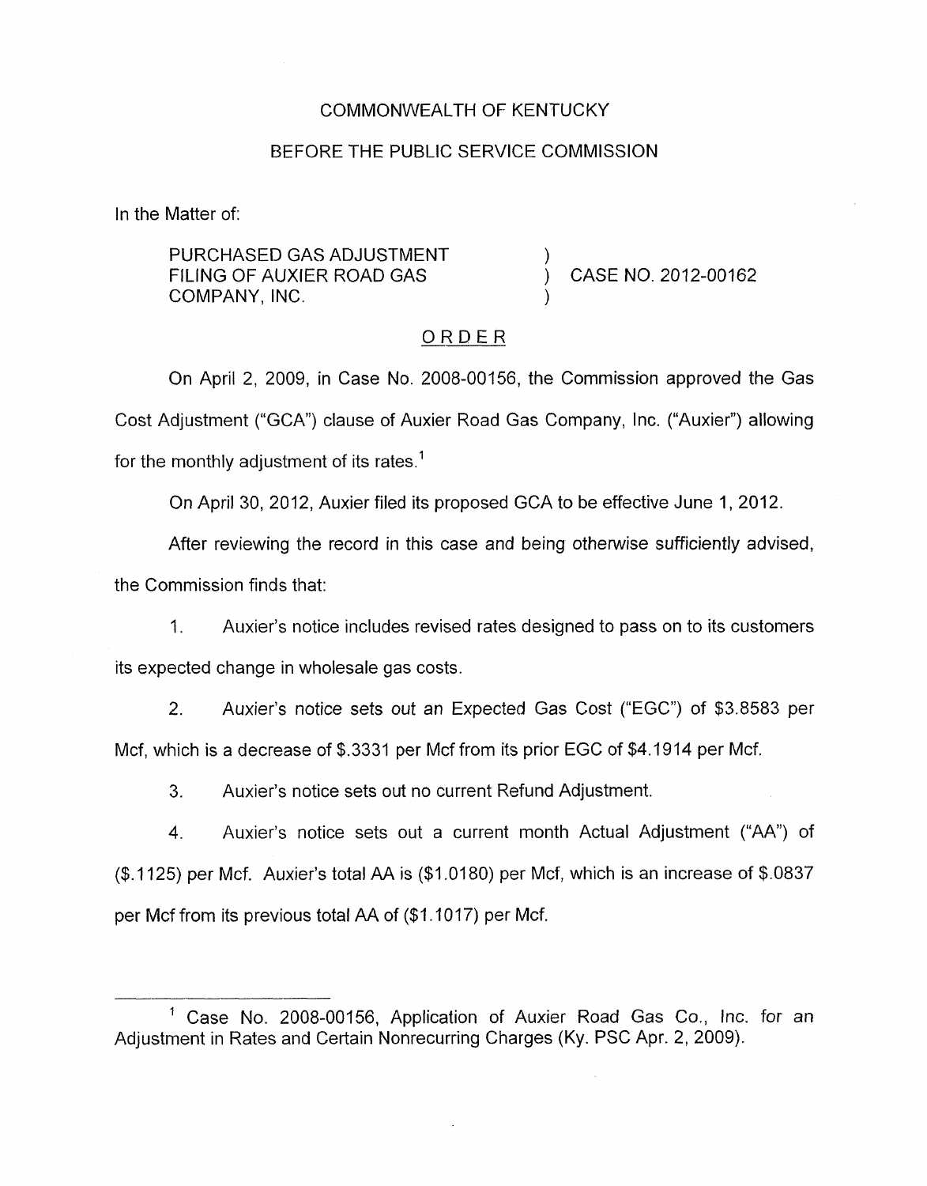COMMONWEALTH OF KENTUCKY

BEFORE THE PUBLIC SERVICE COMMISSION

In the Matter of:

PURCHASED GAS ADJUSTMENT FILING OF AUXIER ROAD GAS COMPANY, INC. ) CASE NO. 2012-00162

ORDER

On April 2, 2009, in Case No. 2008-00156, the Commission approved the Gas Cost Adjustment ("GCA") clause of Auxier Road Gas Company, Inc. ("Auxier") allowing for the monthly adjustment of its rates.[1]

On April 30, 2012, Auxier filed its proposed GCA to be effective June 1, 2012.

After reviewing the record in this case and being otherwise sufficiently advised, the Commission finds that:

1. Auxier's notice includes revised rates designed to pass on to its customers its expected change in wholesale gas costs.

2. Auxier's notice sets out an Expected Gas Cost ("EGC") of $3.8583 per Mcf, which is a decrease of $.3331 per Mcf from its prior EGC of $4.1914 per Mcf.

3. Auxier's notice sets out no current Refund Adjustment.

4. Auxier's notice sets out a current month Actual Adjustment ("AA") of ($.1125) per Mcf. Auxier's total AA is ($1.0180) per Mcf, which is an increase of $.0837 per Mcf from its previous total AA of ($1.1017) per Mcf.

---

[1] Case No. 2008-00156, Application of Auxier Road Gas Co., Inc. for an Adjustment in Rates and Certain Nonrecurring Charges (Ky. PSC Apr. 2, 2009).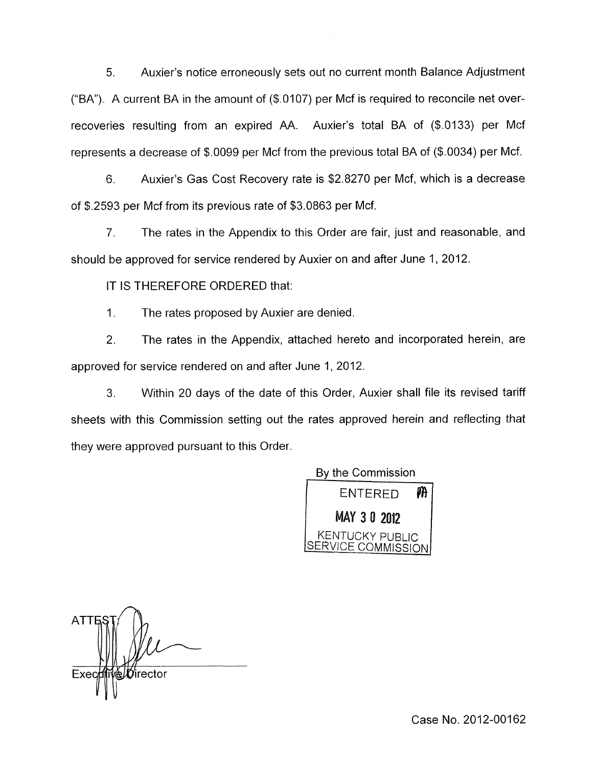5. Auxier's notice erroneously sets out no current month Balance Adjustment ("BA"). A current BA in the amount of ($.0107) per Mcf is required to reconcile net over-recoveries resulting from an expired AA. Auxier's total BA of ($.0133) per Mcf represents a decrease of $.0099 per Mcf from the previous total BA of ($.0034) per Mcf.

6. Auxier's Gas Cost Recovery rate is $2.8270 per Mcf, which is a decrease of $.2593 per Mcf from its previous rate of $3.0863 per Mcf.

7. The rates in the Appendix to this Order are fair, just and reasonable, and should be approved for service rendered by Auxier on and after June 1, 2012.

IT IS THEREFORE ORDERED that:

1. The rates proposed by Auxier are denied.

2. The rates in the Appendix, attached hereto and incorporated herein, are approved for service rendered on and after June 1, 2012.

3. Within 20 days of the date of this Order, Auxier shall file its revised tariff sheets with this Commission setting out the rates approved herein and reflecting that they were approved pursuant to this Order.

By the Commission

ENTERED

MAY 30 2012

KENTUCKY PUBLIC SERVICE COMMISSION

ATTEST:

Executive Director

Case No. 2012-00162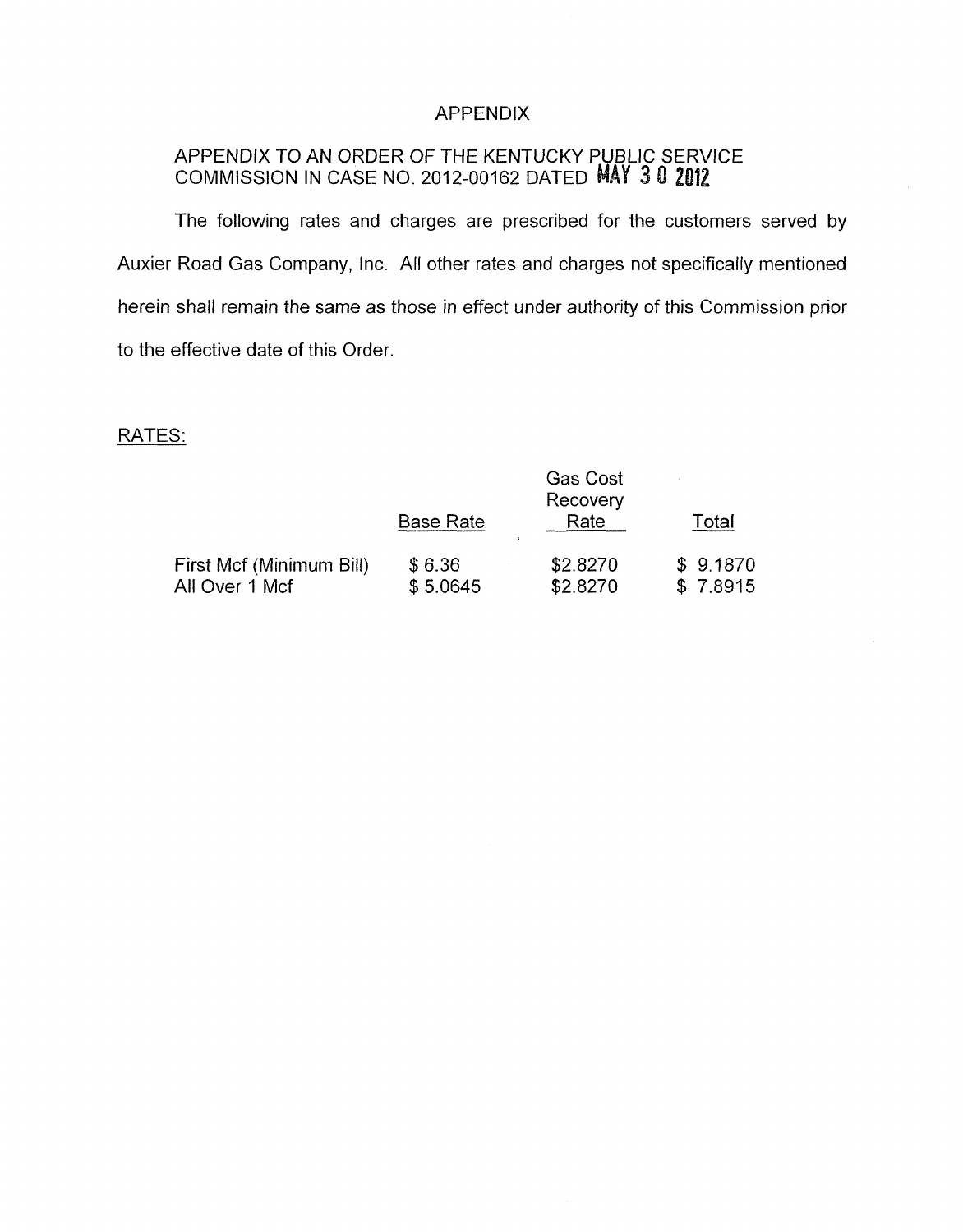# APPENDIX

## APPENDIX TO AN ORDER OF THE KENTUCKY PUBLIC SERVICE COMMISSION IN CASE NO. 2012-00162 DATED MAY 30 2012

The following rates and charges are prescribed for the customers served by Auxier Road Gas Company, Inc. All other rates and charges not specifically mentioned herein shall remain the same as those in effect under authority of this Commission prior to the effective date of this Order.

RATES:

| | Base Rate | Gas Cost Recovery Rate | Total |
|---|---|---|---|
| First Mcf (Minimum Bill) | $ 6.36 | $2.8270 | $ 9.1870 |
| All Over 1 Mcf | $ 5.0645 | $2.8270 | $ 7.8915 |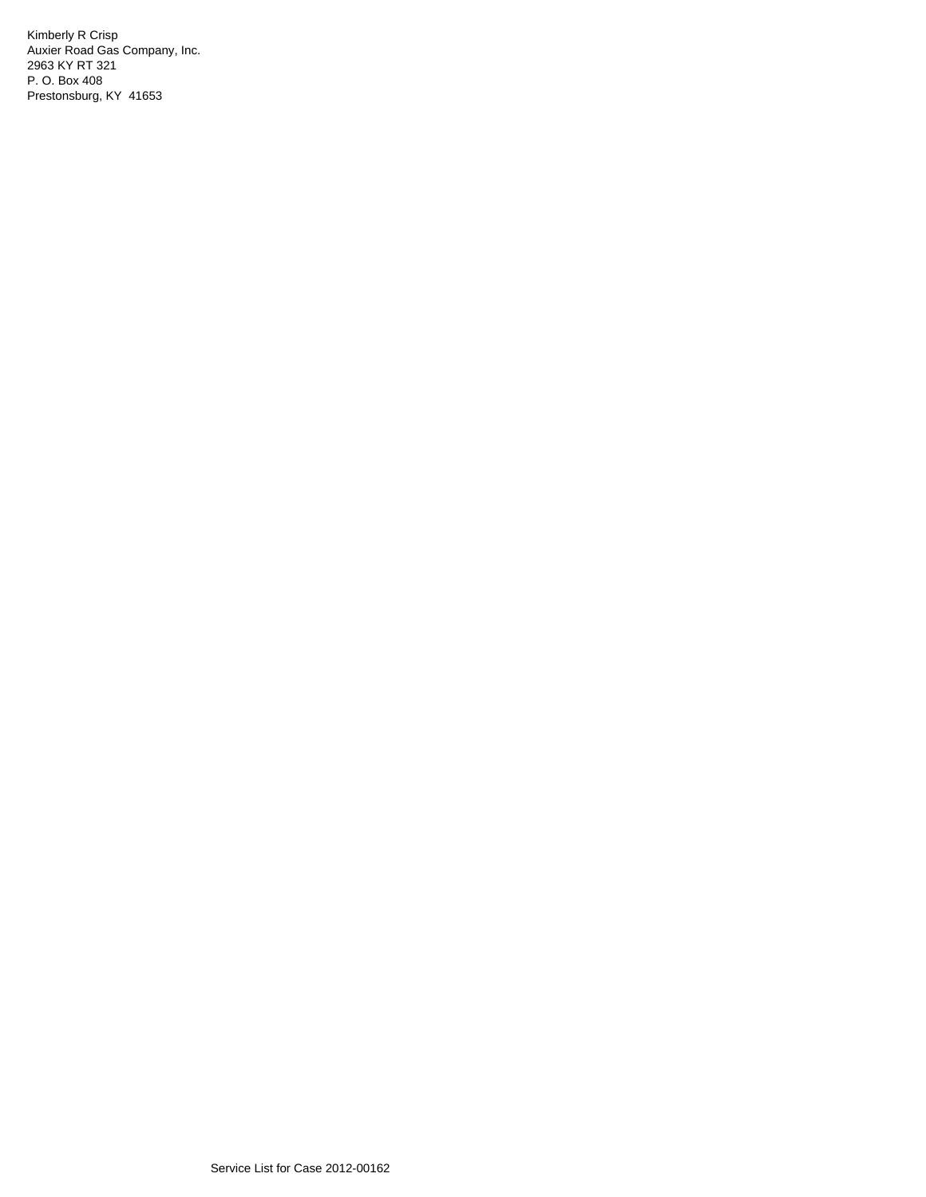Kimberly R Crisp
Auxier Road Gas Company, Inc.
2963 KY RT 321
P. O. Box 408
Prestonsburg, KY  41653